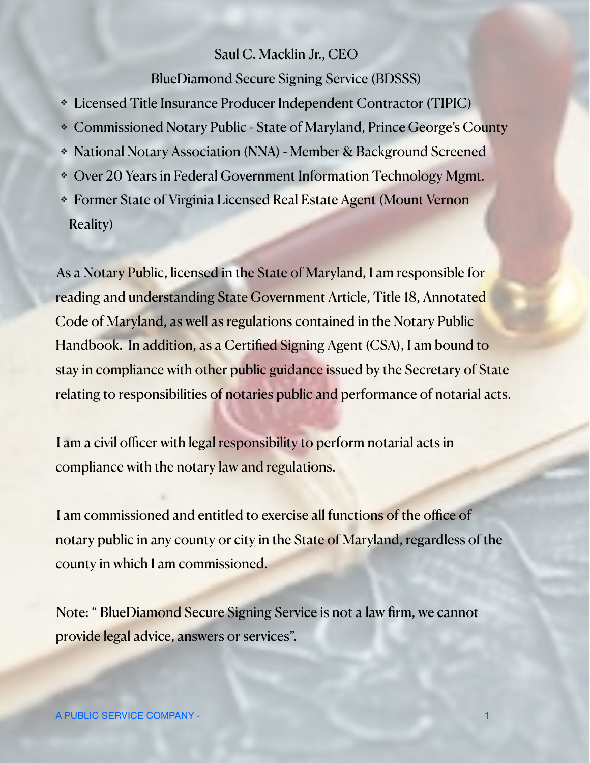Saul C. Macklin Jr., CEO

BlueDiamond Secure Signing Service (BDSSS)

- Licensed Title Insurance Producer Independent Contractor (TIPIC)
- Commissioned Notary Public - State of Maryland, Prince George's County
- National Notary Association (NNA) - Member & Background Screened
- Over 20 Years in Federal Government Information Technology Mgmt.
- Former State of Virginia Licensed Real Estate Agent (Mount Vernon Reality)

As a Notary Public, licensed in the State of Maryland, I am responsible for reading and understanding State Government Article, Title 18, Annotated Code of Maryland, as well as regulations contained in the Notary Public Handbook. In addition, as a Certified Signing Agent (CSA), I am bound to stay in compliance with other public guidance issued by the Secretary of State relating to responsibilities of notaries public and performance of notarial acts.

I am a civil officer with legal responsibility to perform notarial acts in compliance with the notary law and regulations.

I am commissioned and entitled to exercise all functions of the office of notary public in any county or city in the State of Maryland, regardless of the county in which I am commissioned.

Note: " BlueDiamond Secure Signing Service is not a law firm, we cannot provide legal advice, answers or services".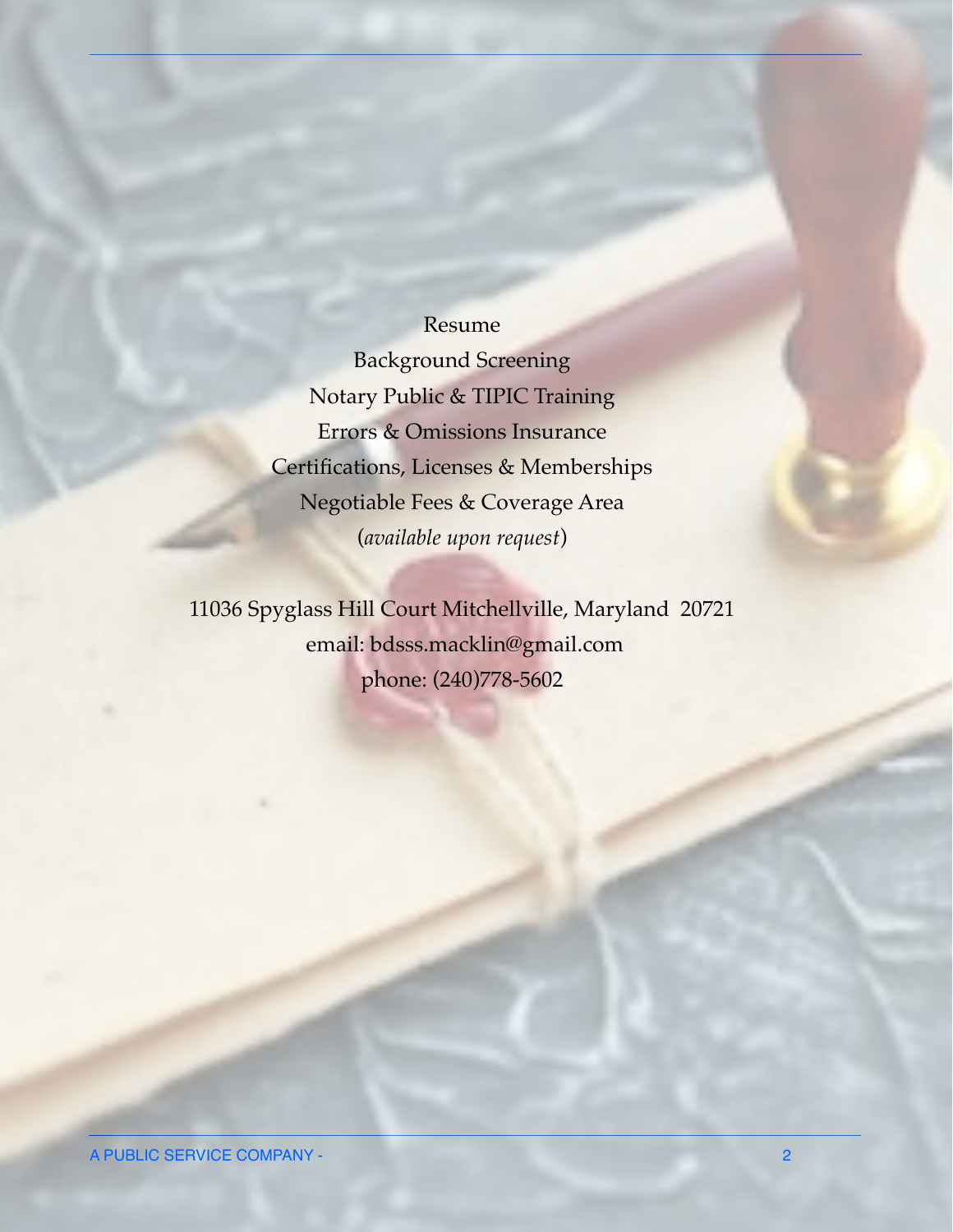Resume

Background Screening

Notary Public & TIPIC Training

Errors & Omissions Insurance

Certifications, Licenses & Memberships

Negotiable Fees & Coverage Area

(*available upon request*)

11036 Spyglass Hill Court Mitchellville, Maryland 20721

email: bdsss.macklin@gmail.com

phone: (240)778-5602